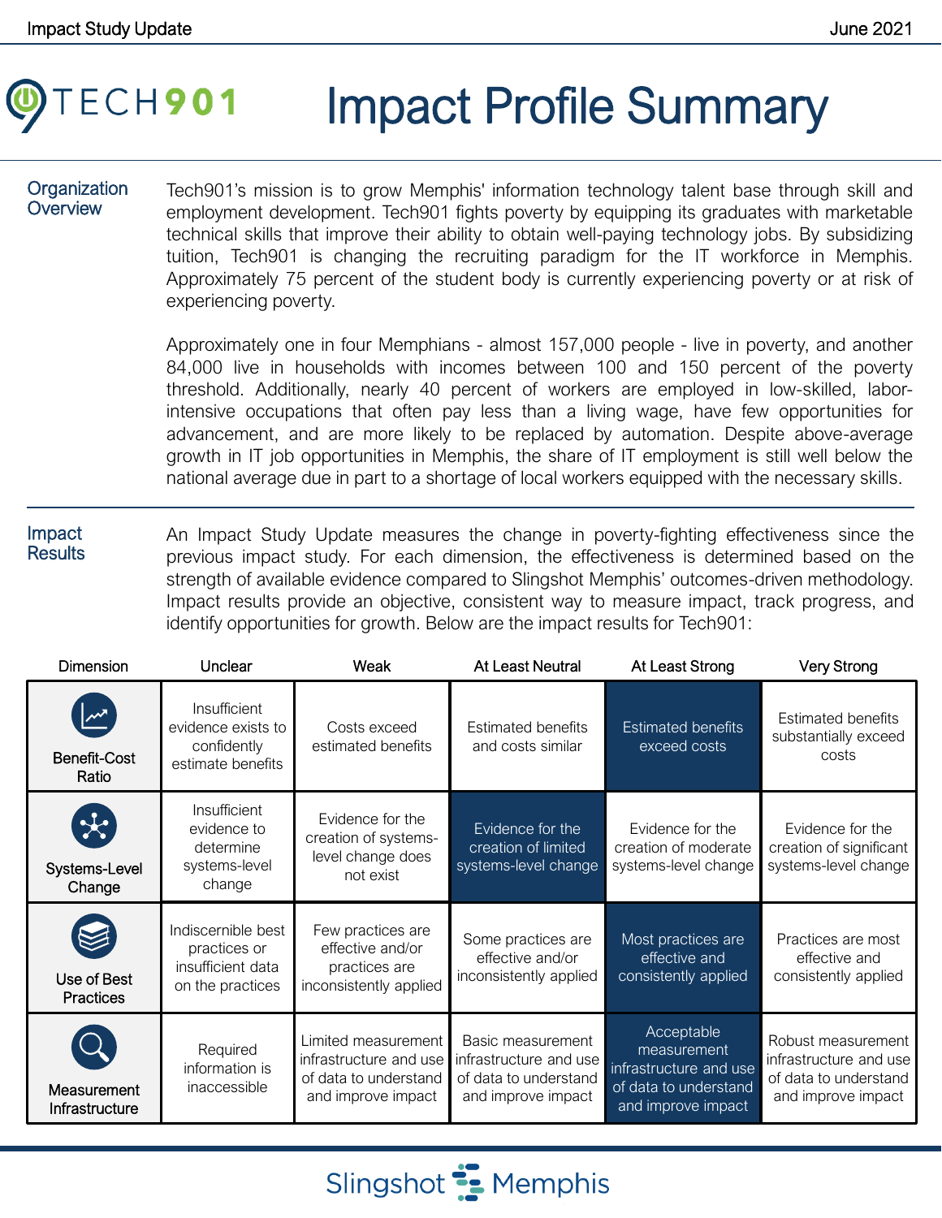# Impact Profile Summary

## Organization Overview

Tech901's mission is to grow Memphis' information technology talent base through skill and employment development. Tech901 fights poverty by equipping its graduates with marketable technical skills that improve their ability to obtain well-paying technology jobs. By subsidizing tuition, Tech901 is changing the recruiting paradigm for the IT workforce in Memphis. Approximately 75 percent of the student body is currently experiencing poverty or at risk of experiencing poverty.

Approximately one in four Memphians - almost 157,000 people - live in poverty, and another 84,000 live in households with incomes between 100 and 150 percent of the poverty threshold. Additionally, nearly 40 percent of workers are employed in low-skilled, labor-intensive occupations that often pay less than a living wage, have few opportunities for advancement, and are more likely to be replaced by automation. Despite above-average growth in IT job opportunities in Memphis, the share of IT employment is still well below the national average due in part to a shortage of local workers equipped with the necessary skills.

## Impact Results

An Impact Study Update measures the change in poverty-fighting effectiveness since the previous impact study. For each dimension, the effectiveness is determined based on the strength of available evidence compared to Slingshot Memphis' outcomes-driven methodology. Impact results provide an objective, consistent way to measure impact, track progress, and identify opportunities for growth. Below are the impact results for Tech901:

| Dimension | Unclear | Weak | At Least Neutral | At Least Strong | Very Strong |
|---|---|---|---|---|---|
| Benefit-Cost Ratio | Insufficient evidence exists to confidently estimate benefits | Costs exceed estimated benefits | Estimated benefits and costs similar | **Estimated benefits exceed costs** | Estimated benefits substantially exceed costs |
| Systems-Level Change | Insufficient evidence to determine systems-level change | Evidence for the creation of systems-level change does not exist | **Evidence for the creation of limited systems-level change** | Evidence for the creation of moderate systems-level change | Evidence for the creation of significant systems-level change |
| Use of Best Practices | Indiscernible best practices or insufficient data on the practices | Few practices are effective and/or practices are inconsistently applied | Some practices are effective and/or inconsistently applied | **Most practices are effective and consistently applied** | Practices are most effective and consistently applied |
| Measurement Infrastructure | Required information is inaccessible | Limited measurement infrastructure and use of data to understand and improve impact | Basic measurement infrastructure and use of data to understand and improve impact | **Acceptable measurement infrastructure and use of data to understand and improve impact** | Robust measurement infrastructure and use of data to understand and improve impact |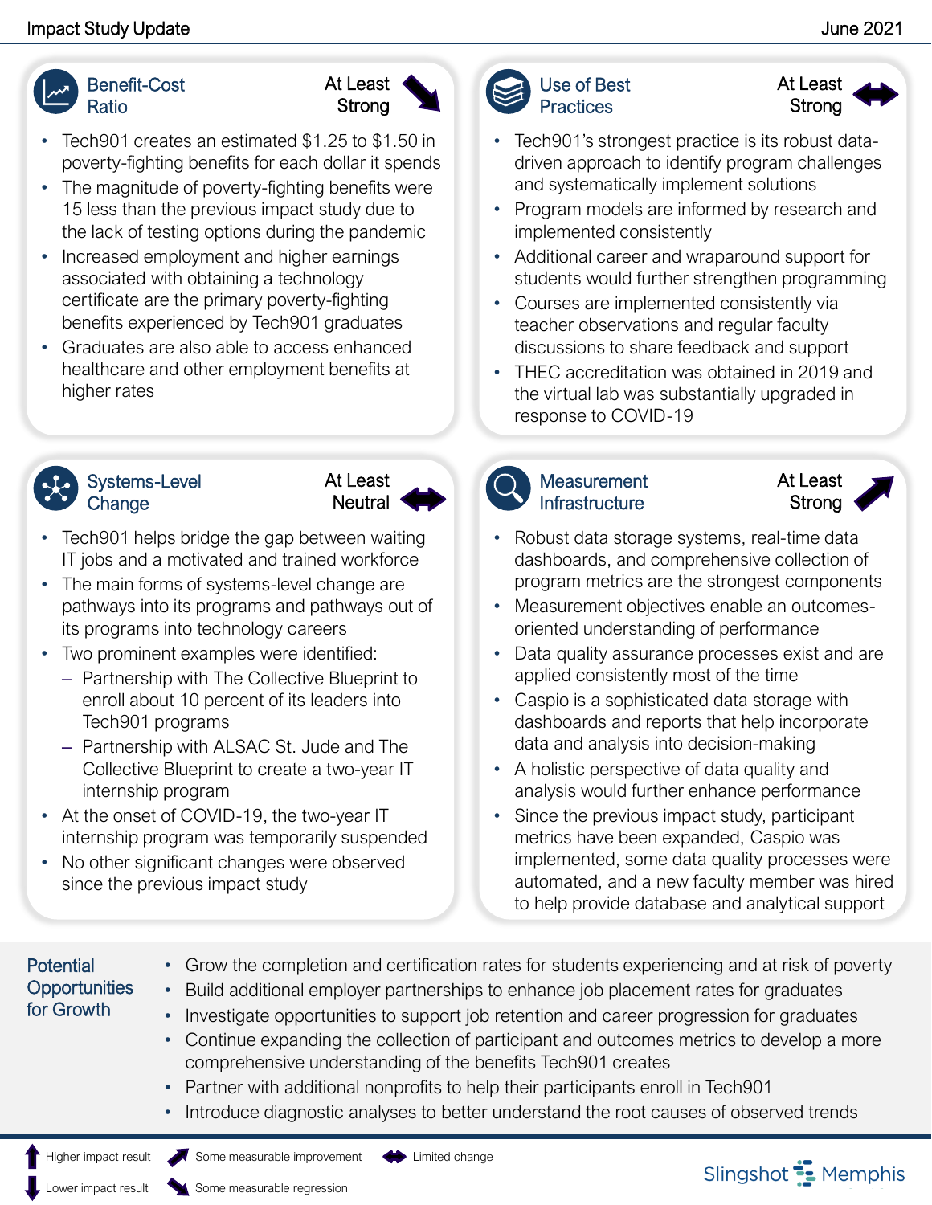Impact Study Update

June 2021

## Benefit-Cost Ratio

At Least Strong

- Tech901 creates an estimated $1.25 to $1.50 in poverty-fighting benefits for each dollar it spends
- The magnitude of poverty-fighting benefits were 15 less than the previous impact study due to the lack of testing options during the pandemic
- Increased employment and higher earnings associated with obtaining a technology certificate are the primary poverty-fighting benefits experienced by Tech901 graduates
- Graduates are also able to access enhanced healthcare and other employment benefits at higher rates

## Use of Best Practices

At Least Strong

- Tech901's strongest practice is its robust data-driven approach to identify program challenges and systematically implement solutions
- Program models are informed by research and implemented consistently
- Additional career and wraparound support for students would further strengthen programming
- Courses are implemented consistently via teacher observations and regular faculty discussions to share feedback and support
- THEC accreditation was obtained in 2019 and the virtual lab was substantially upgraded in response to COVID-19

## Systems-Level Change

At Least Neutral

- Tech901 helps bridge the gap between waiting IT jobs and a motivated and trained workforce
- The main forms of systems-level change are pathways into its programs and pathways out of its programs into technology careers
- Two prominent examples were identified:
  - Partnership with The Collective Blueprint to enroll about 10 percent of its leaders into Tech901 programs
  - Partnership with ALSAC St. Jude and The Collective Blueprint to create a two-year IT internship program
- At the onset of COVID-19, the two-year IT internship program was temporarily suspended
- No other significant changes were observed since the previous impact study

## Measurement Infrastructure

At Least Strong

- Robust data storage systems, real-time data dashboards, and comprehensive collection of program metrics are the strongest components
- Measurement objectives enable an outcomes-oriented understanding of performance
- Data quality assurance processes exist and are applied consistently most of the time
- Caspio is a sophisticated data storage with dashboards and reports that help incorporate data and analysis into decision-making
- A holistic perspective of data quality and analysis would further enhance performance
- Since the previous impact study, participant metrics have been expanded, Caspio was implemented, some data quality processes were automated, and a new faculty member was hired to help provide database and analytical support

## Potential Opportunities for Growth

- Grow the completion and certification rates for students experiencing and at risk of poverty
- Build additional employer partnerships to enhance job placement rates for graduates
- Investigate opportunities to support job retention and career progression for graduates
- Continue expanding the collection of participant and outcomes metrics to develop a more comprehensive understanding of the benefits Tech901 creates
- Partner with additional nonprofits to help their participants enroll in Tech901
- Introduce diagnostic analyses to better understand the root causes of observed trends

Higher impact result
Lower impact result
Some measurable improvement
Some measurable regression
Limited change

Slingshot Memphis